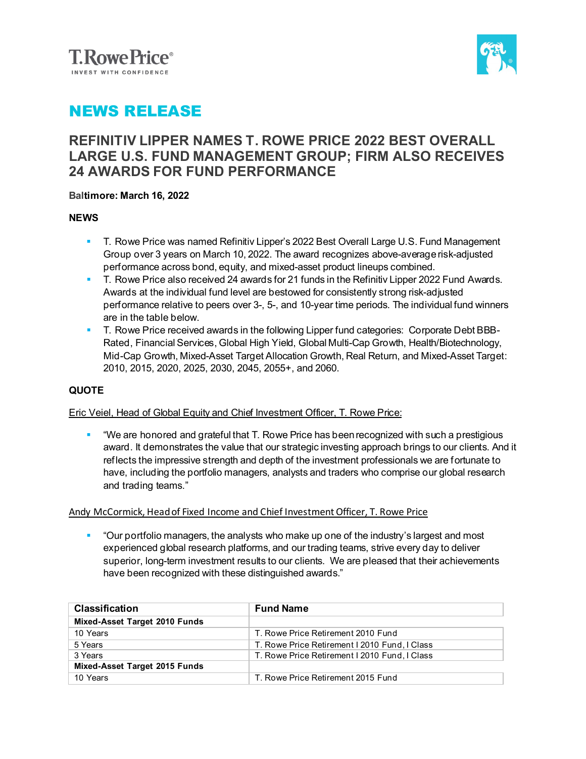T. Rowe Price

INVEST WITH CONFIDENCE

# NEWS RELEASE

## REFINITIV LIPPER NAMES T. ROWE PRICE 2022 BEST OVERALL LARGE U.S. FUND MANAGEMENT GROUP; FIRM ALSO RECEIVES 24 AWARDS FOR FUND PERFORMANCE

**Baltimore: March 16, 2022**

**NEWS**

- T. Rowe Price was named Refinitiv Lipper's 2022 Best Overall Large U.S. Fund Management Group over 3 years on March 10, 2022. The award recognizes above-average risk-adjusted performance across bond, equity, and mixed-asset product lineups combined.
- T. Rowe Price also received 24 awards for 21 funds in the Refinitiv Lipper 2022 Fund Awards. Awards at the individual fund level are bestowed for consistently strong risk-adjusted performance relative to peers over 3-, 5-, and 10-year time periods. The individual fund winners are in the table below.
- T. Rowe Price received awards in the following Lipper fund categories: Corporate Debt BBB-Rated, Financial Services, Global High Yield, Global Multi-Cap Growth, Health/Biotechnology, Mid-Cap Growth, Mixed-Asset Target Allocation Growth, Real Return, and Mixed-Asset Target: 2010, 2015, 2020, 2025, 2030, 2045, 2055+, and 2060.

**QUOTE**

Eric Veiel, Head of Global Equity and Chief Investment Officer, T. Rowe Price:

- "We are honored and grateful that T. Rowe Price has been recognized with such a prestigious award. It demonstrates the value that our strategic investing approach brings to our clients. And it reflects the impressive strength and depth of the investment professionals we are fortunate to have, including the portfolio managers, analysts and traders who comprise our global research and trading teams."

Andy McCormick, Head of Fixed Income and Chief Investment Officer, T. Rowe Price

- "Our portfolio managers, the analysts who make up one of the industry's largest and most experienced global research platforms, and our trading teams, strive every day to deliver superior, long-term investment results to our clients. We are pleased that their achievements have been recognized with these distinguished awards."

| Classification | Fund Name |
|---|---|
| **Mixed-Asset Target 2010 Funds** | |
| 10 Years | T. Rowe Price Retirement 2010 Fund |
| 5 Years | T. Rowe Price Retirement I 2010 Fund, I Class |
| 3 Years | T. Rowe Price Retirement I 2010 Fund, I Class |
| **Mixed-Asset Target 2015 Funds** | |
| 10 Years | T. Rowe Price Retirement 2015 Fund |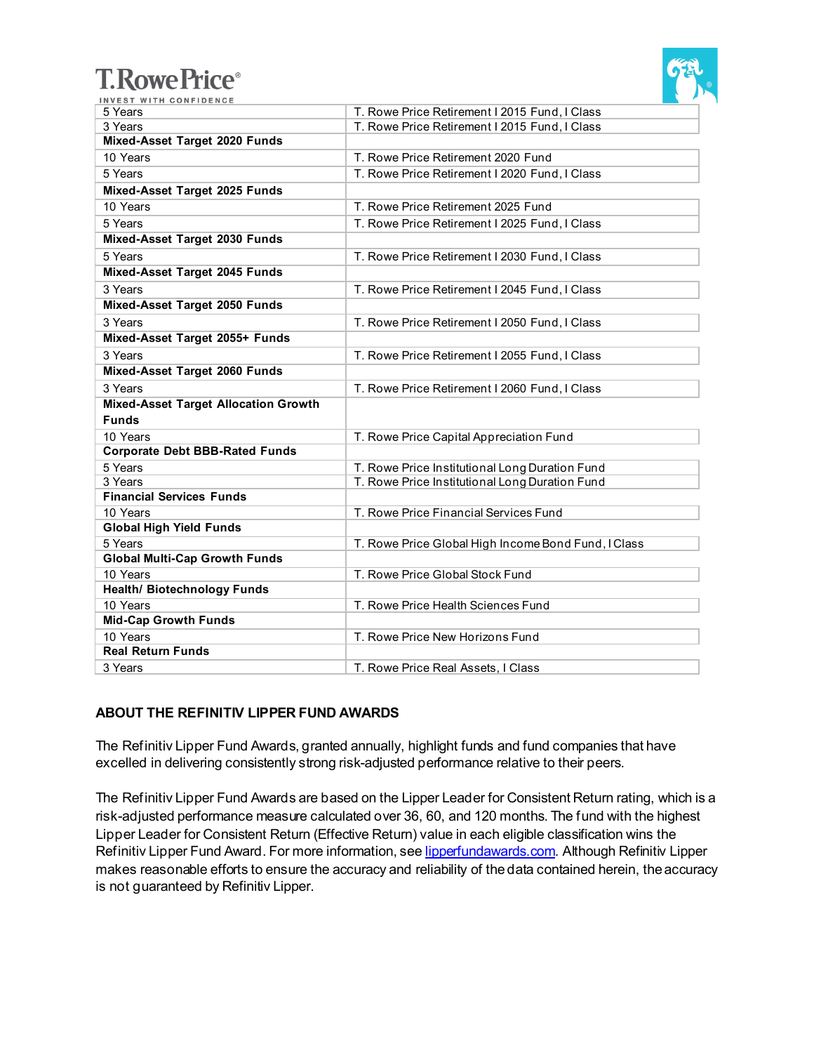| | |
|---|---|
| 5 Years | T. Rowe Price Retirement I 2015 Fund, I Class |
| 3 Years | T. Rowe Price Retirement I 2015 Fund, I Class |
| **Mixed-Asset Target 2020 Funds** | |
| 10 Years | T. Rowe Price Retirement 2020 Fund |
| 5 Years | T. Rowe Price Retirement I 2020 Fund, I Class |
| **Mixed-Asset Target 2025 Funds** | |
| 10 Years | T. Rowe Price Retirement 2025 Fund |
| 5 Years | T. Rowe Price Retirement I 2025 Fund, I Class |
| **Mixed-Asset Target 2030 Funds** | |
| 5 Years | T. Rowe Price Retirement I 2030 Fund, I Class |
| **Mixed-Asset Target 2045 Funds** | |
| 3 Years | T. Rowe Price Retirement I 2045 Fund, I Class |
| **Mixed-Asset Target 2050 Funds** | |
| 3 Years | T. Rowe Price Retirement I 2050 Fund, I Class |
| **Mixed-Asset Target 2055+ Funds** | |
| 3 Years | T. Rowe Price Retirement I 2055 Fund, I Class |
| **Mixed-Asset Target 2060 Funds** | |
| 3 Years | T. Rowe Price Retirement I 2060 Fund, I Class |
| **Mixed-Asset Target Allocation Growth Funds** | |
| 10 Years | T. Rowe Price Capital Appreciation Fund |
| **Corporate Debt BBB-Rated Funds** | |
| 5 Years | T. Rowe Price Institutional Long Duration Fund |
| 3 Years | T. Rowe Price Institutional Long Duration Fund |
| **Financial Services Funds** | |
| 10 Years | T. Rowe Price Financial Services Fund |
| **Global High Yield Funds** | |
| 5 Years | T. Rowe Price Global High Income Bond Fund, I Class |
| **Global Multi-Cap Growth Funds** | |
| 10 Years | T. Rowe Price Global Stock Fund |
| **Health/ Biotechnology Funds** | |
| 10 Years | T. Rowe Price Health Sciences Fund |
| **Mid-Cap Growth Funds** | |
| 10 Years | T. Rowe Price New Horizons Fund |
| **Real Return Funds** | |
| 3 Years | T. Rowe Price Real Assets, I Class |

## ABOUT THE REFINITIV LIPPER FUND AWARDS

The Refinitiv Lipper Fund Awards, granted annually, highlight funds and fund companies that have excelled in delivering consistently strong risk-adjusted performance relative to their peers.

The Refinitiv Lipper Fund Awards are based on the Lipper Leader for Consistent Return rating, which is a risk-adjusted performance measure calculated over 36, 60, and 120 months. The fund with the highest Lipper Leader for Consistent Return (Effective Return) value in each eligible classification wins the Refinitiv Lipper Fund Award. For more information, see [lipperfundawards.com](lipperfundawards.com). Although Refinitiv Lipper makes reasonable efforts to ensure the accuracy and reliability of the data contained herein, the accuracy is not guaranteed by Refinitiv Lipper.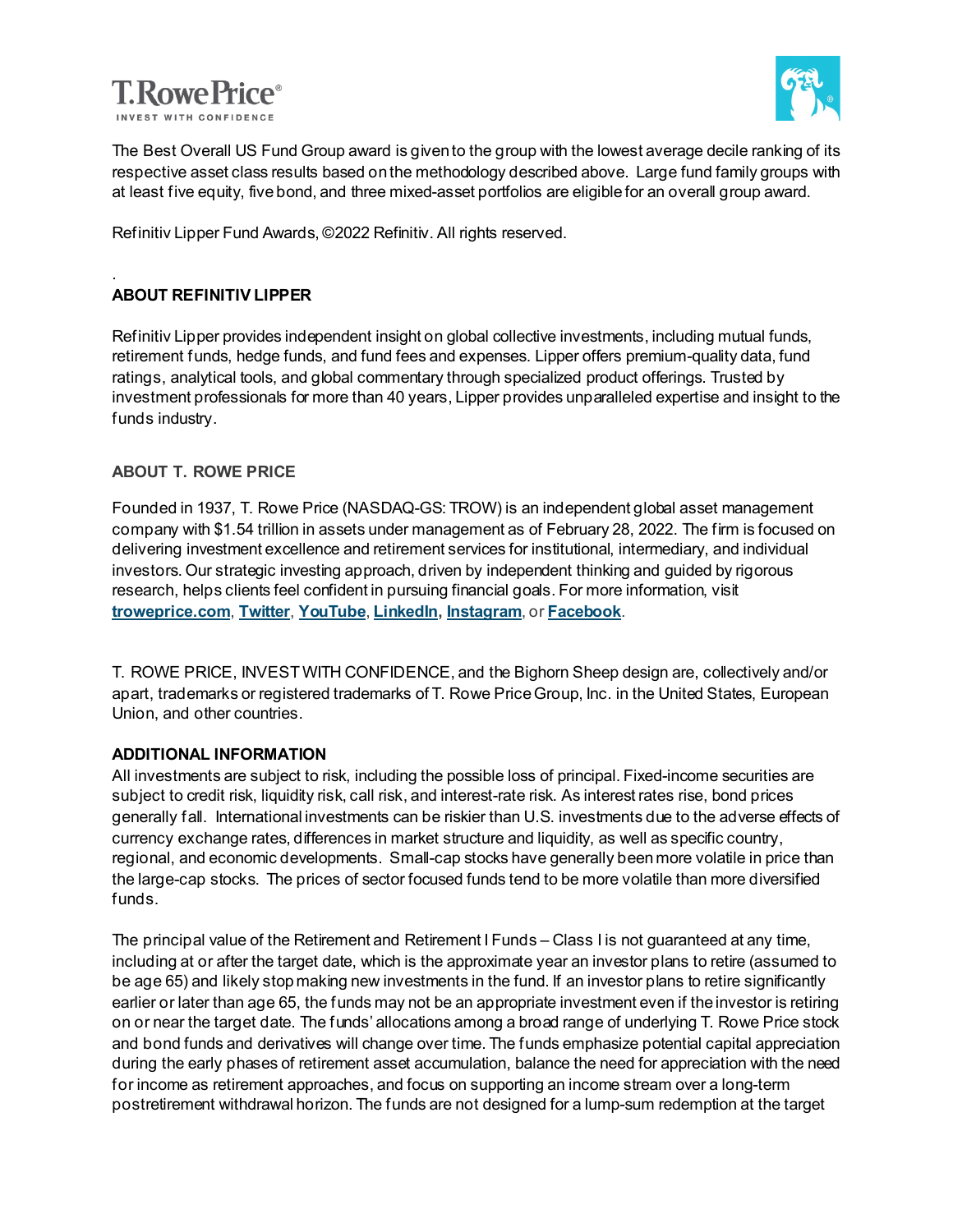The Best Overall US Fund Group award is given to the group with the lowest average decile ranking of its respective asset class results based on the methodology described above. Large fund family groups with at least five equity, five bond, and three mixed-asset portfolios are eligible for an overall group award.

Refinitiv Lipper Fund Awards, ©2022 Refinitiv. All rights reserved.

.

**ABOUT REFINITIV LIPPER**

Refinitiv Lipper provides independent insight on global collective investments, including mutual funds, retirement funds, hedge funds, and fund fees and expenses. Lipper offers premium-quality data, fund ratings, analytical tools, and global commentary through specialized product offerings. Trusted by investment professionals for more than 40 years, Lipper provides unparalleled expertise and insight to the funds industry.

**ABOUT T. ROWE PRICE**

Founded in 1937, T. Rowe Price (NASDAQ-GS: TROW) is an independent global asset management company with $1.54 trillion in assets under management as of February 28, 2022. The firm is focused on delivering investment excellence and retirement services for institutional, intermediary, and individual investors. Our strategic investing approach, driven by independent thinking and guided by rigorous research, helps clients feel confident in pursuing financial goals. For more information, visit **troweprice.com**, **Twitter**, **YouTube**, **LinkedIn**, **Instagram**, or **Facebook**.

T. ROWE PRICE, INVEST WITH CONFIDENCE, and the Bighorn Sheep design are, collectively and/or apart, trademarks or registered trademarks of T. Rowe Price Group, Inc. in the United States, European Union, and other countries.

**ADDITIONAL INFORMATION**

All investments are subject to risk, including the possible loss of principal. Fixed-income securities are subject to credit risk, liquidity risk, call risk, and interest-rate risk. As interest rates rise, bond prices generally fall. International investments can be riskier than U.S. investments due to the adverse effects of currency exchange rates, differences in market structure and liquidity, as well as specific country, regional, and economic developments. Small-cap stocks have generally been more volatile in price than the large-cap stocks. The prices of sector focused funds tend to be more volatile than more diversified funds.

The principal value of the Retirement and Retirement I Funds – Class I is not guaranteed at any time, including at or after the target date, which is the approximate year an investor plans to retire (assumed to be age 65) and likely stop making new investments in the fund. If an investor plans to retire significantly earlier or later than age 65, the funds may not be an appropriate investment even if the investor is retiring on or near the target date. The funds' allocations among a broad range of underlying T. Rowe Price stock and bond funds and derivatives will change over time. The funds emphasize potential capital appreciation during the early phases of retirement asset accumulation, balance the need for appreciation with the need for income as retirement approaches, and focus on supporting an income stream over a long-term postretirement withdrawal horizon. The funds are not designed for a lump-sum redemption at the target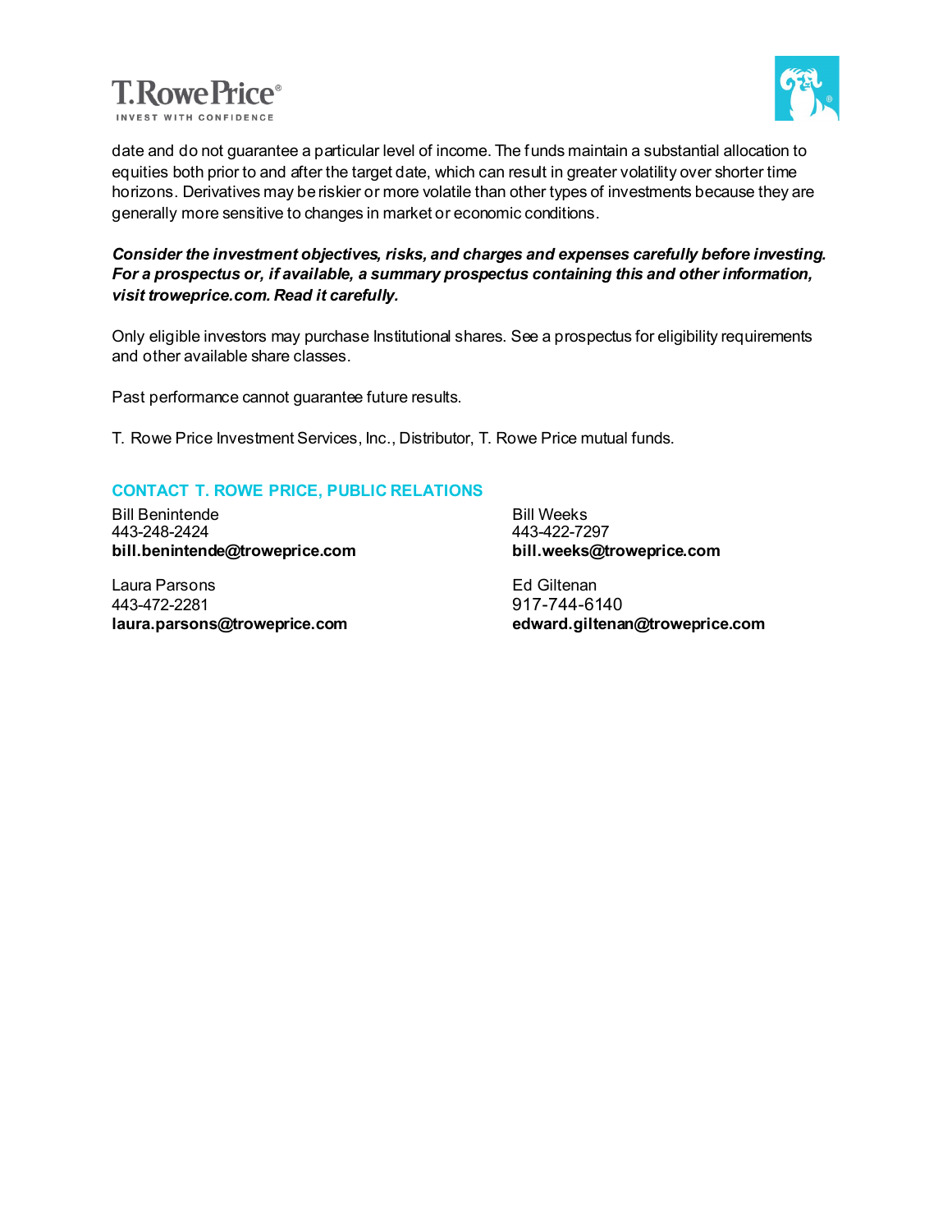date and do not guarantee a particular level of income. The funds maintain a substantial allocation to equities both prior to and after the target date, which can result in greater volatility over shorter time horizons. Derivatives may be riskier or more volatile than other types of investments because they are generally more sensitive to changes in market or economic conditions.

***Consider the investment objectives, risks, and charges and expenses carefully before investing. For a prospectus or, if available, a summary prospectus containing this and other information, visit troweprice.com. Read it carefully.***

Only eligible investors may purchase Institutional shares. See a prospectus for eligibility requirements and other available share classes.

Past performance cannot guarantee future results.

T. Rowe Price Investment Services, Inc., Distributor, T. Rowe Price mutual funds.

## CONTACT T. ROWE PRICE, PUBLIC RELATIONS

Bill Benintende
443-248-2424
**bill.benintende@troweprice.com**

Bill Weeks
443-422-7297
**bill.weeks@troweprice.com**

Laura Parsons
443-472-2281
**laura.parsons@troweprice.com**

Ed Giltenan
917-744-6140
**edward.giltenan@troweprice.com**